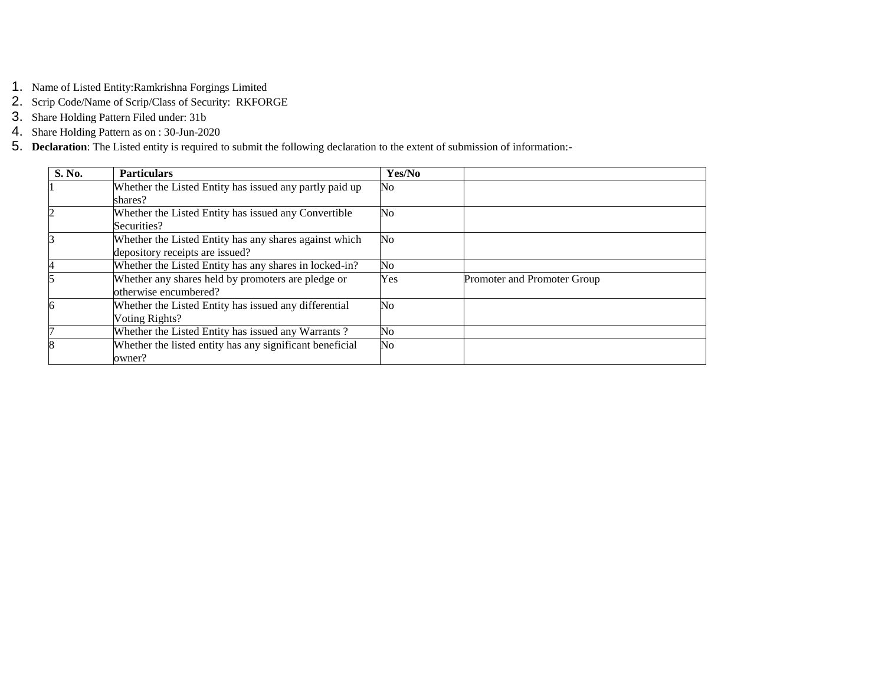1. Name of Listed Entity:Ramkrishna Forgings Limited
2. Scrip Code/Name of Scrip/Class of Security: RKFORGE
3. Share Holding Pattern Filed under: 31b
4. Share Holding Pattern as on : 30-Jun-2020
5. **Declaration**: The Listed entity is required to submit the following declaration to the extent of submission of information:-

| S. No. | Particulars | Yes/No | |
|---|---|---|---|
| 1 | Whether the Listed Entity has issued any partly paid up shares? | No | |
| 2 | Whether the Listed Entity has issued any Convertible Securities? | No | |
| 3 | Whether the Listed Entity has any shares against which depository receipts are issued? | No | |
| 4 | Whether the Listed Entity has any shares in locked-in? | No | |
| 5 | Whether any shares held by promoters are pledge or otherwise encumbered? | Yes | Promoter and Promoter Group |
| 6 | Whether the Listed Entity has issued any differential Voting Rights? | No | |
| 7 | Whether the Listed Entity has issued any Warrants ? | No | |
| 8 | Whether the listed entity has any significant beneficial owner? | No | |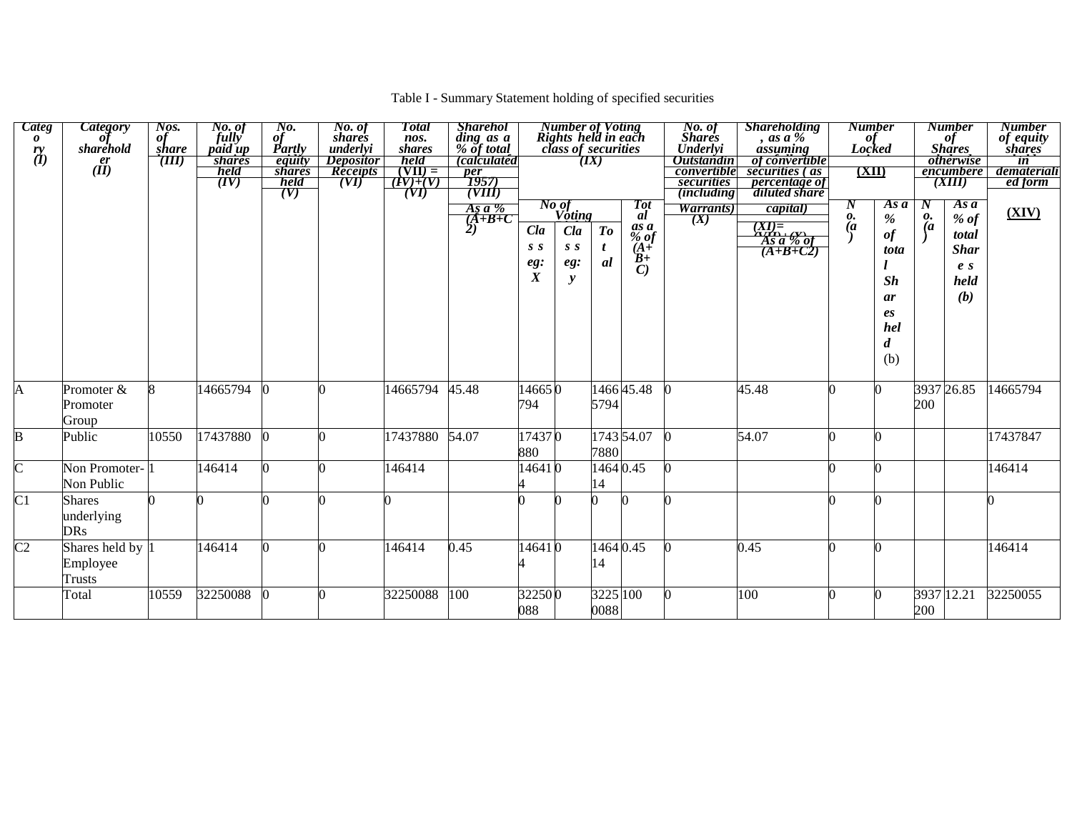Table I - Summary Statement holding of specified securities

| Category (I) | Category of shareholder (II) | Nos. of shareholders (III) | No. of fully paid up equity shares held (IV) | No. of Partly paid-up equity shares held (V) | No. of shares underlying Depository Receipts (VI) | Total nos. shares held (VII) = (IV)+(V)+(VI) | Shareholding as a % of total no. of shares (calculated as per SCRR, 1957) (VIII) As a % of (A+B+C2) | Number of Voting Rights held in each class of securities (IX) | | | | No. of Shares Underlying Outstanding convertible securities (including Warrants) (X) | Shareholding, as a % assuming full conversion of convertible securities ( as a percentage of diluted share capital) (XI)= (VII)+(X) As a % of (A+B+C2) | Number of Locked in shares (XII) | | Number of Shares pledged or otherwise encumbered (XIII) | | Number of equity shares held in dematerialized form (XIV) |
|---|---|---|---|---|---|---|---|---|---|---|---|---|---|---|---|---|---|---|
| | | | | | | | | No of Voting Rights | | | Total as a % of (A+B+C) | | | No. (a) | As a % of total Shares held (b) | No. (a) | As a % of total Shares held (b) | |
| | | | | | | | | Class eg: X | Class eg: y | Total | | | | | | | | |
| A | Promoter & Promoter Group | 8 | 14665794 | 0 | 0 | 14665794 | 45.48 | 14665794 | 0 | 14665794 | 45.48 | 0 | 45.48 | 0 | 0 | 3937200 | 26.85 | 14665794 |
| B | Public | 10550 | 17437880 | 0 | 0 | 17437880 | 54.07 | 17437880 | 0 | 17437880 | 54.07 | 0 | 54.07 | 0 | 0 | | | 17437847 |
| C | Non Promoter- Non Public | 1 | 146414 | 0 | 0 | 146414 | | 146414 | 0 | 146414 | 0.45 | 0 | | 0 | 0 | | | 146414 |
| C1 | Shares underlying DRs | 0 | 0 | 0 | 0 | 0 | | 0 | 0 | 0 | 0 | 0 | | 0 | 0 | | | 0 |
| C2 | Shares held by Employee Trusts | 1 | 146414 | 0 | 0 | 146414 | 0.45 | 146414 | 0 | 146414 | 0.45 | 0 | 0.45 | 0 | 0 | | | 146414 |
| | Total | 10559 | 32250088 | 0 | 0 | 32250088 | 100 | 32250088 | 0 | 32250088 | 100 | 0 | 100 | 0 | 0 | 3937200 | 12.21 | 32250055 |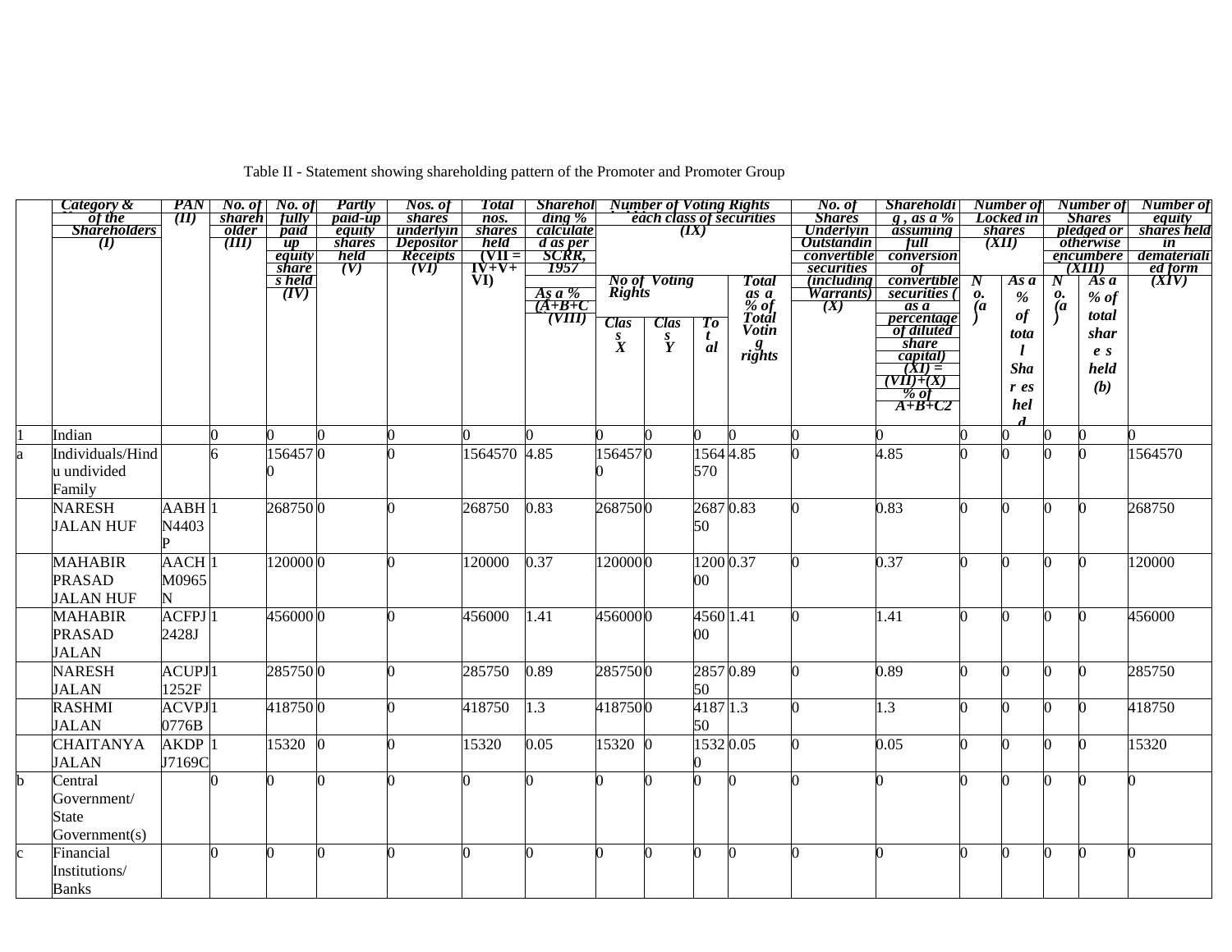Table II - Statement showing shareholding pattern of the Promoter and Promoter Group

| | Category & Name of the Shareholders (I) | PAN (II) | No. of shareholder (III) | No. of fully paid up equity shares held (IV) | Partly paid-up equity shares held (V) | Nos. of shares underlying Depository Receipts (VI) | Total nos. shares held (VII = IV+V+VI) | Shareholding % calculated as per SCRR, 1957 As a % of (A+B+C2) (VIII) | Number of Voting Rights held in each class of securities (IX) | | | | No. of Shares Underlying Outstanding convertible securities (including Warrants) (X) | Shareholding , as a % assuming full conversion of convertible securities ( as a percentage of diluted share capital) (XI) = (VII)+(X) As a % of A+B+C2 | Number of Locked in shares (XII) | | Number of Shares pledged or otherwise encumbered (XIII) | | Number of equity shares held in dematerialized form (XIV) |
|---|---|---|---|---|---|---|---|---|---|---|---|---|---|---|---|---|---|---|---|
| | | | | | | | | | No of Voting Rights | | | Total as a % of Total Voting rights | | | No. (a) | As a % of total Shares held | No. (a) | As a % of total shares held (b) | |
| | | | | | | | | | Class X | Class Y | Total | | | | | | | | |
| 1 | Indian | | 0 | 0 | 0 | 0 | 0 | 0 | 0 | 0 | 0 | 0 | 0 | 0 | 0 | 0 | 0 | 0 | 0 |
| a | Individuals/Hindu undivided Family | | 6 | 1564570 | 0 | 0 | 1564570 | 4.85 | 1564570 | 0 | 1564570 | 4.85 | 0 | 4.85 | 0 | 0 | 0 | 0 | 1564570 |
| | NARESH JALAN HUF | AABHN4403P | 1 | 268750 | 0 | 0 | 268750 | 0.83 | 268750 | 0 | 268750 | 0.83 | 0 | 0.83 | 0 | 0 | 0 | 0 | 268750 |
| | MAHABIR PRASAD JALAN HUF | AACHM0965N | 1 | 120000 | 0 | 0 | 120000 | 0.37 | 120000 | 0 | 120000 | 0.37 | 0 | 0.37 | 0 | 0 | 0 | 0 | 120000 |
| | MAHABIR PRASAD JALAN | ACFPJ2428J | 1 | 456000 | 0 | 0 | 456000 | 1.41 | 456000 | 0 | 456000 | 1.41 | 0 | 1.41 | 0 | 0 | 0 | 0 | 456000 |
| | NARESH JALAN | ACUPJ1252F | 1 | 285750 | 0 | 0 | 285750 | 0.89 | 285750 | 0 | 285750 | 0.89 | 0 | 0.89 | 0 | 0 | 0 | 0 | 285750 |
| | RASHMI JALAN | ACVPJ0776B | 1 | 418750 | 0 | 0 | 418750 | 1.3 | 418750 | 0 | 418750 | 1.3 | 0 | 1.3 | 0 | 0 | 0 | 0 | 418750 |
| | CHAITANYA JALAN | AKDPJ7169C | 1 | 15320 | 0 | 0 | 15320 | 0.05 | 15320 | 0 | 15320 | 0.05 | 0 | 0.05 | 0 | 0 | 0 | 0 | 15320 |
| b | Central Government/ State Government(s) | | 0 | 0 | 0 | 0 | 0 | 0 | 0 | 0 | 0 | 0 | 0 | 0 | 0 | 0 | 0 | 0 | 0 |
| c | Financial Institutions/ Banks | | 0 | 0 | 0 | 0 | 0 | 0 | 0 | 0 | 0 | 0 | 0 | 0 | 0 | 0 | 0 | 0 | 0 |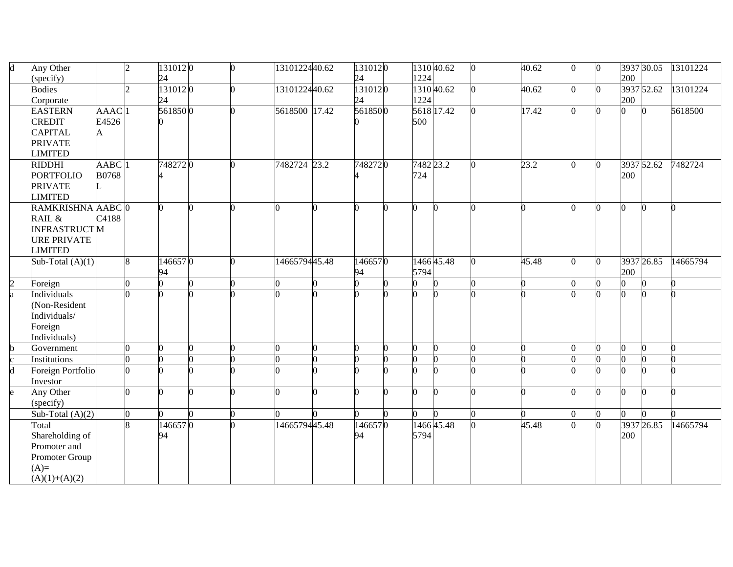| d | Any Other (specify) |  | 2 | 13101224 | 0 | 0 | 13101224 | 40.62 | 13101224 | 0 | 13101224 | 40.62 | 0 | 40.62 | 0 | 0 | 3937200 | 30.05 | 13101224 |
|---|---|---|---|---|---|---|---|---|---|---|---|---|---|---|---|---|---|---|---|
|  | Bodies Corporate |  | 2 | 13101224 | 0 | 0 | 13101224 | 40.62 | 13101224 | 0 | 13101224 | 40.62 | 0 | 40.62 | 0 | 0 | 3937200 | 52.62 | 13101224 |
|  | EASTERN CREDIT CAPITAL PRIVATE LIMITED | AAACE4526A | 1 | 5618500 | 0 | 0 | 5618500 | 17.42 | 5618500 | 0 | 5618500 | 17.42 | 0 | 17.42 | 0 | 0 | 0 | 0 | 5618500 |
|  | RIDDHI PORTFOLIO PRIVATE LIMITED | AABCB0768L | 1 | 7482724 | 0 | 0 | 7482724 | 23.2 | 7482724 | 0 | 7482724 | 23.2 | 0 | 23.2 | 0 | 0 | 3937200 | 52.62 | 7482724 |
|  | RAMKRISHNA RAIL & INFRASTRUCTURE PRIVATE LIMITED | AABCC4188M | 0 | 0 | 0 | 0 | 0 | 0 | 0 | 0 | 0 | 0 | 0 | 0 | 0 | 0 | 0 | 0 | 0 |
|  | Sub-Total (A)(1) |  | 8 | 14665794 | 0 | 0 | 14665794 | 45.48 | 14665794 | 0 | 14665794 | 45.48 | 0 | 45.48 | 0 | 0 | 3937200 | 26.85 | 14665794 |
| 2 | Foreign |  | 0 | 0 | 0 | 0 | 0 | 0 | 0 | 0 | 0 | 0 | 0 | 0 | 0 | 0 | 0 | 0 | 0 |
| a | Individuals (Non-Resident Individuals/ Foreign Individuals) |  | 0 | 0 | 0 | 0 | 0 | 0 | 0 | 0 | 0 | 0 | 0 | 0 | 0 | 0 | 0 | 0 | 0 |
| b | Government |  | 0 | 0 | 0 | 0 | 0 | 0 | 0 | 0 | 0 | 0 | 0 | 0 | 0 | 0 | 0 | 0 | 0 |
| c | Institutions |  | 0 | 0 | 0 | 0 | 0 | 0 | 0 | 0 | 0 | 0 | 0 | 0 | 0 | 0 | 0 | 0 | 0 |
| d | Foreign Portfolio Investor |  | 0 | 0 | 0 | 0 | 0 | 0 | 0 | 0 | 0 | 0 | 0 | 0 | 0 | 0 | 0 | 0 | 0 |
| e | Any Other (specify) |  | 0 | 0 | 0 | 0 | 0 | 0 | 0 | 0 | 0 | 0 | 0 | 0 | 0 | 0 | 0 | 0 | 0 |
|  | Sub-Total (A)(2) |  | 0 | 0 | 0 | 0 | 0 | 0 | 0 | 0 | 0 | 0 | 0 | 0 | 0 | 0 | 0 | 0 | 0 |
|  | Total Shareholding of Promoter and Promoter Group (A)= (A)(1)+(A)(2) |  | 8 | 14665794 | 0 | 0 | 14665794 | 45.48 | 14665794 | 0 | 14665794 | 45.48 | 0 | 45.48 | 0 | 0 | 3937200 | 26.85 | 14665794 |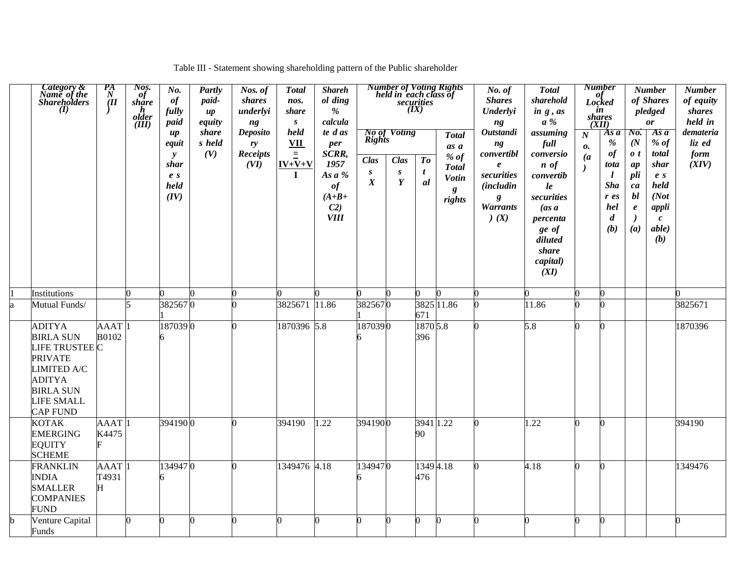Table III - Statement showing shareholding pattern of the Public shareholder

| | Category & Name of the Shareholders (I) | PAN (II) | Nos. of shareholder (III) | No. of fully paid up equity shares held (IV) | Partly paid-up equity shares held (V) | Nos. of shares underlying Depository Receipts (VI) | Total nos. shares held VII = IV+V+VI | Shareholding % calculated as per SCRR, 1957 As a % of (A+B+C2) VIII | Number of Voting Rights held in each class of securities (IX) | | | | No. of Shares Underlying Outstanding convertible securities (including Warrants) (X) | Total shareholding , as a % assuming full conversion of convertible securities (as a percentage of diluted share capital) (XI) | Number of Locked in shares (XII) | | Number of Shares pledged or | | Number of equity shares held in dematerialized form (XIV) |
|---|---|---|---|---|---|---|---|---|---|---|---|---|---|---|---|---|---|---|---|
| | | | | | | | | | No of Voting Rights | | | Total as a % of Total Voting rights | | | No. (a) | As a % of total Shares held (b) | No. (Not applicable) (a) | As a % of total shares held (Not applicable) (b) | |
| | | | | | | | | | Class X | Class Y | Total | | | | | | | | |
| 1 | Institutions | | 0 | 0 | 0 | 0 | 0 | 0 | 0 | 0 | 0 | 0 | 0 | 0 | 0 | 0 | | | 0 |
| a | Mutual Funds/ | | 5 | 3825671 | 0 | 0 | 3825671 | 11.86 | 3825671 | 0 | 3825671 | 11.86 | 0 | 11.86 | 0 | 0 | | | 3825671 |
| | ADITYA BIRLA SUN LIFE TRUSTEE PRIVATE LIMITED A/C ADITYA BIRLA SUN LIFE SMALL CAP FUND | AAATB0102C | 1 | 1870396 | 0 | 0 | 1870396 | 5.8 | 1870396 | 0 | 1870396 | 5.8 | 0 | 5.8 | 0 | 0 | | | 1870396 |
| | KOTAK EMERGING EQUITY SCHEME | AAATK4475F | 1 | 394190 | 0 | 0 | 394190 | 1.22 | 394190 | 0 | 394190 | 1.22 | 0 | 1.22 | 0 | 0 | | | 394190 |
| | FRANKLIN INDIA SMALLER COMPANIES FUND | AAATT4931H | 1 | 1349476 | 0 | 0 | 1349476 | 4.18 | 1349476 | 0 | 1349476 | 4.18 | 0 | 4.18 | 0 | 0 | | | 1349476 |
| b | Venture Capital Funds | | 0 | 0 | 0 | 0 | 0 | 0 | 0 | 0 | 0 | 0 | 0 | 0 | 0 | 0 | | | 0 |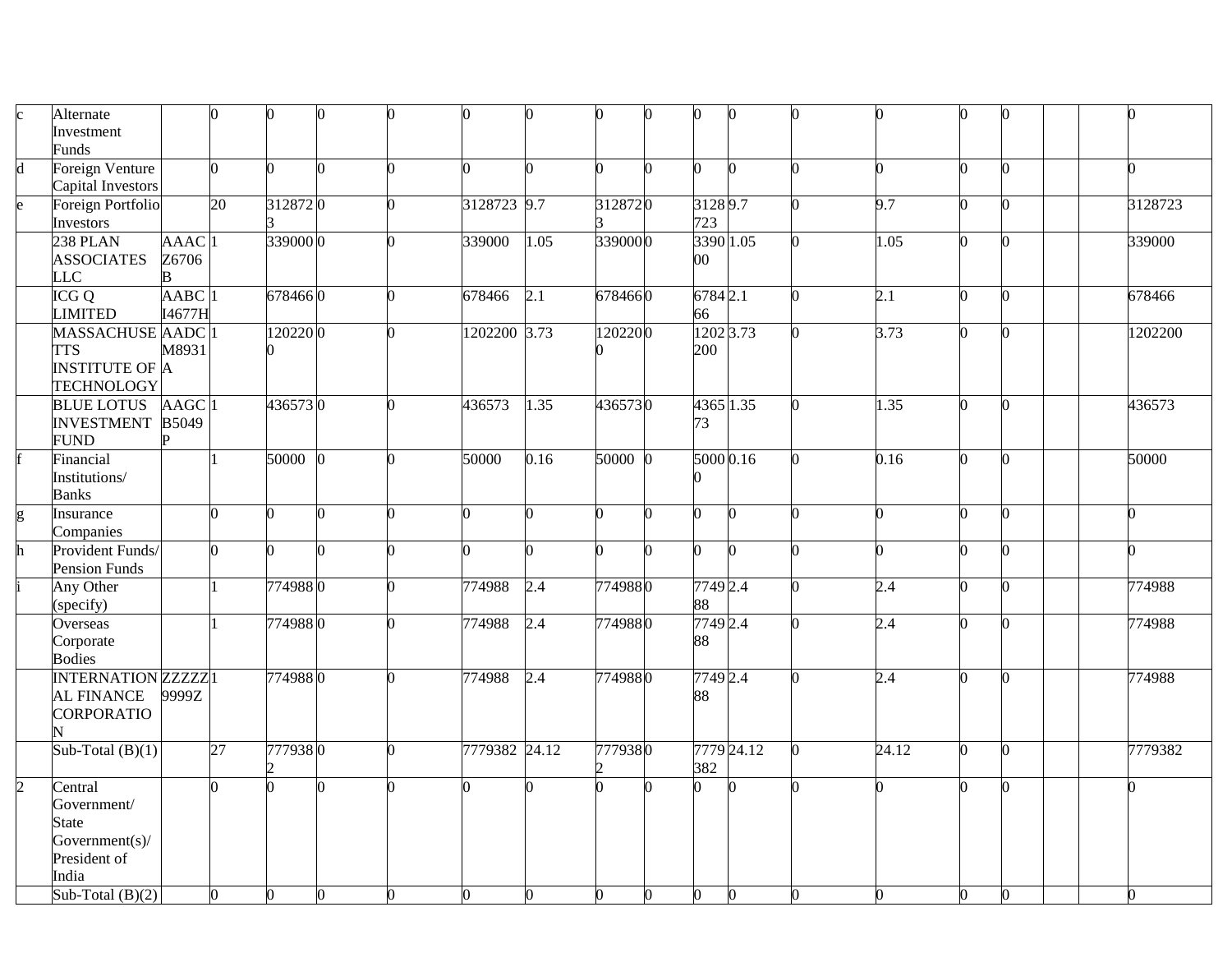| c | Alternate Investment Funds | | 0 | 0 | 0 | 0 | 0 | 0 | 0 | 0 | 0 | 0 | 0 | 0 | 0 | 0 | | | 0 |
|---|---|---|---|---|---|---|---|---|---|---|---|---|---|---|---|---|---|---|---|
| d | Foreign Venture Capital Investors | | 0 | 0 | 0 | 0 | 0 | 0 | 0 | 0 | 0 | 0 | 0 | 0 | 0 | 0 | | | 0 |
| e | Foreign Portfolio Investors | | 20 | 3128723 | 0 | 0 | 3128723 | 9.7 | 3128723 | 0 | 3128723 | 9.7 | 0 | 9.7 | 0 | 0 | | | 3128723 |
| | 238 PLAN ASSOCIATES LLC | AAACZ6706B | 1 | 339000 | 0 | 0 | 339000 | 1.05 | 339000 | 0 | 339000 | 1.05 | 0 | 1.05 | 0 | 0 | | | 339000 |
| | ICG Q LIMITED | AABCI4677H | 1 | 678466 | 0 | 0 | 678466 | 2.1 | 678466 | 0 | 678466 | 2.1 | 0 | 2.1 | 0 | 0 | | | 678466 |
| | MASSACHUSETTS INSTITUTE OF TECHNOLOGY | AADCM8931A | 1 | 1202200 | 0 | 0 | 1202200 | 3.73 | 1202200 | 0 | 1202200 | 3.73 | 0 | 3.73 | 0 | 0 | | | 1202200 |
| | BLUE LOTUS INVESTMENT FUND | AAGCB5049P | 1 | 436573 | 0 | 0 | 436573 | 1.35 | 436573 | 0 | 436573 | 1.35 | 0 | 1.35 | 0 | 0 | | | 436573 |
| f | Financial Institutions/ Banks | | 1 | 50000 | 0 | 0 | 50000 | 0.16 | 50000 | 0 | 50000 | 0.16 | 0 | 0.16 | 0 | 0 | | | 50000 |
| g | Insurance Companies | | 0 | 0 | 0 | 0 | 0 | 0 | 0 | 0 | 0 | 0 | 0 | 0 | 0 | 0 | | | 0 |
| h | Provident Funds/ Pension Funds | | 0 | 0 | 0 | 0 | 0 | 0 | 0 | 0 | 0 | 0 | 0 | 0 | 0 | 0 | | | 0 |
| i | Any Other (specify) | | 1 | 774988 | 0 | 0 | 774988 | 2.4 | 774988 | 0 | 774988 | 2.4 | 0 | 2.4 | 0 | 0 | | | 774988 |
| | Overseas Corporate Bodies | | 1 | 774988 | 0 | 0 | 774988 | 2.4 | 774988 | 0 | 774988 | 2.4 | 0 | 2.4 | 0 | 0 | | | 774988 |
| | INTERNATIONAL FINANCE CORPORATION | ZZZZZ9999Z | 1 | 774988 | 0 | 0 | 774988 | 2.4 | 774988 | 0 | 774988 | 2.4 | 0 | 2.4 | 0 | 0 | | | 774988 |
| | Sub-Total (B)(1) | | 27 | 7779382 | 0 | 0 | 7779382 | 24.12 | 7779382 | 0 | 7779382 | 24.12 | 0 | 24.12 | 0 | 0 | | | 7779382 |
| 2 | Central Government/ State Government(s)/ President of India | | 0 | 0 | 0 | 0 | 0 | 0 | 0 | 0 | 0 | 0 | 0 | 0 | 0 | 0 | | | 0 |
| | Sub-Total (B)(2) | | 0 | 0 | 0 | 0 | 0 | 0 | 0 | 0 | 0 | 0 | 0 | 0 | 0 | 0 | | | 0 |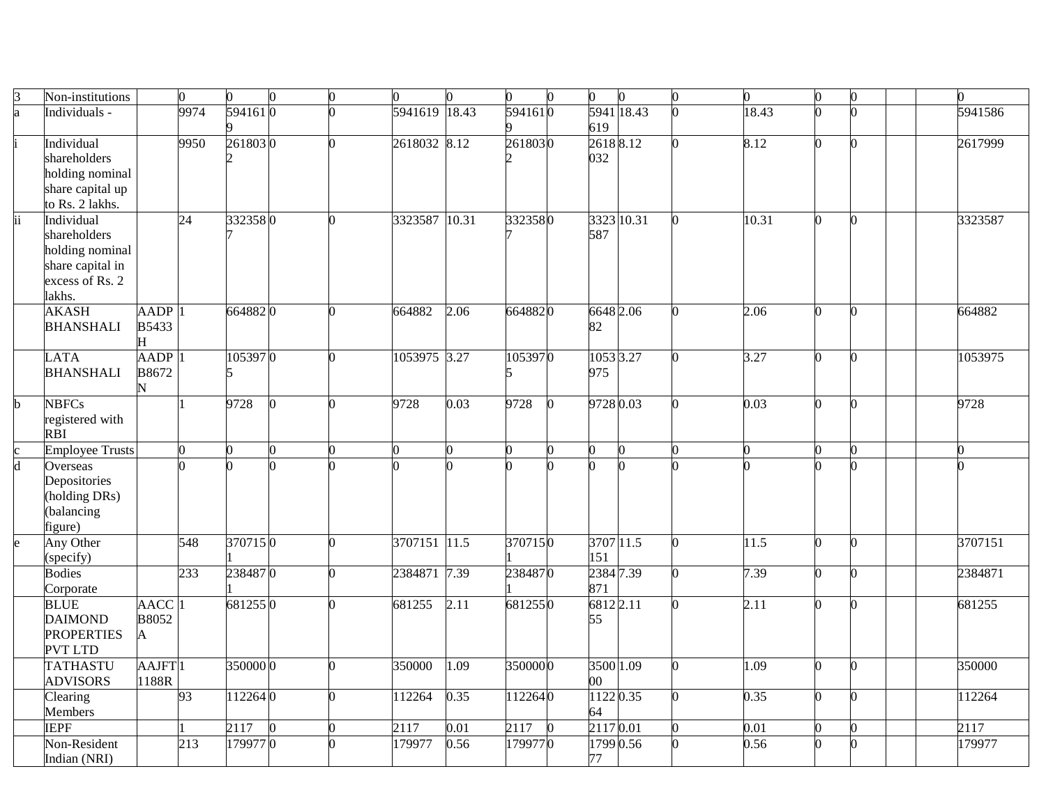| | | | | | | | | | | | | | | | | | | | |
|---|---|---|---|---|---|---|---|---|---|---|---|---|---|---|---|---|---|---|---|
| 3 | Non-institutions | | 0 | 0 | 0 | 0 | 0 | 0 | 0 | 0 | 0 | 0 | 0 | 0 | 0 | 0 | | | 0 |
| a | Individuals - | | 9974 | 5941619 | 0 | 0 | 5941619 | 18.43 | 5941619 | 0 | 5941619 | 18.43 | 0 | 18.43 | 0 | 0 | | | 5941586 |
| i | Individual shareholders holding nominal share capital up to Rs. 2 lakhs. | | 9950 | 2618032 | 0 | 0 | 2618032 | 8.12 | 2618032 | 0 | 2618032 | 8.12 | 0 | 8.12 | 0 | 0 | | | 2617999 |
| ii | Individual shareholders holding nominal share capital in excess of Rs. 2 lakhs. | | 24 | 3323587 | 0 | 0 | 3323587 | 10.31 | 3323587 | 0 | 3323587 | 10.31 | 0 | 10.31 | 0 | 0 | | | 3323587 |
| | AKASH BHANSHALI | AADPB5433H | 1 | 664882 | 0 | 0 | 664882 | 2.06 | 664882 | 0 | 664882 | 2.06 | 0 | 2.06 | 0 | 0 | | | 664882 |
| | LATA BHANSHALI | AADPB8672N | 1 | 1053975 | 0 | 0 | 1053975 | 3.27 | 1053975 | 0 | 1053975 | 3.27 | 0 | 3.27 | 0 | 0 | | | 1053975 |
| b | NBFCs registered with RBI | | 1 | 9728 | 0 | 0 | 9728 | 0.03 | 9728 | 0 | 9728 | 0.03 | 0 | 0.03 | 0 | 0 | | | 9728 |
| c | Employee Trusts | | 0 | 0 | 0 | 0 | 0 | 0 | 0 | 0 | 0 | 0 | 0 | 0 | 0 | 0 | | | 0 |
| d | Overseas Depositories (holding DRs) (balancing figure) | | 0 | 0 | 0 | 0 | 0 | 0 | 0 | 0 | 0 | 0 | 0 | 0 | 0 | 0 | | | 0 |
| e | Any Other (specify) | | 548 | 3707151 | 0 | 0 | 3707151 | 11.5 | 3707151 | 0 | 3707151 | 11.5 | 0 | 11.5 | 0 | 0 | | | 3707151 |
| | Bodies Corporate | | 233 | 2384871 | 0 | 0 | 2384871 | 7.39 | 2384871 | 0 | 2384871 | 7.39 | 0 | 7.39 | 0 | 0 | | | 2384871 |
| | BLUE DAIMOND PROPERTIES PVT LTD | AACCB8052A | 1 | 681255 | 0 | 0 | 681255 | 2.11 | 681255 | 0 | 681255 | 2.11 | 0 | 2.11 | 0 | 0 | | | 681255 |
| | TATHASTU ADVISORS | AAJFT1188R | 1 | 350000 | 0 | 0 | 350000 | 1.09 | 350000 | 0 | 350000 | 1.09 | 0 | 1.09 | 0 | 0 | | | 350000 |
| | Clearing Members | | 93 | 112264 | 0 | 0 | 112264 | 0.35 | 112264 | 0 | 112264 | 0.35 | 0 | 0.35 | 0 | 0 | | | 112264 |
| | IEPF | | 1 | 2117 | 0 | 0 | 2117 | 0.01 | 2117 | 0 | 2117 | 0.01 | 0 | 0.01 | 0 | 0 | | | 2117 |
| | Non-Resident Indian (NRI) | | 213 | 179977 | 0 | 0 | 179977 | 0.56 | 179977 | 0 | 179977 | 0.56 | 0 | 0.56 | 0 | 0 | | | 179977 |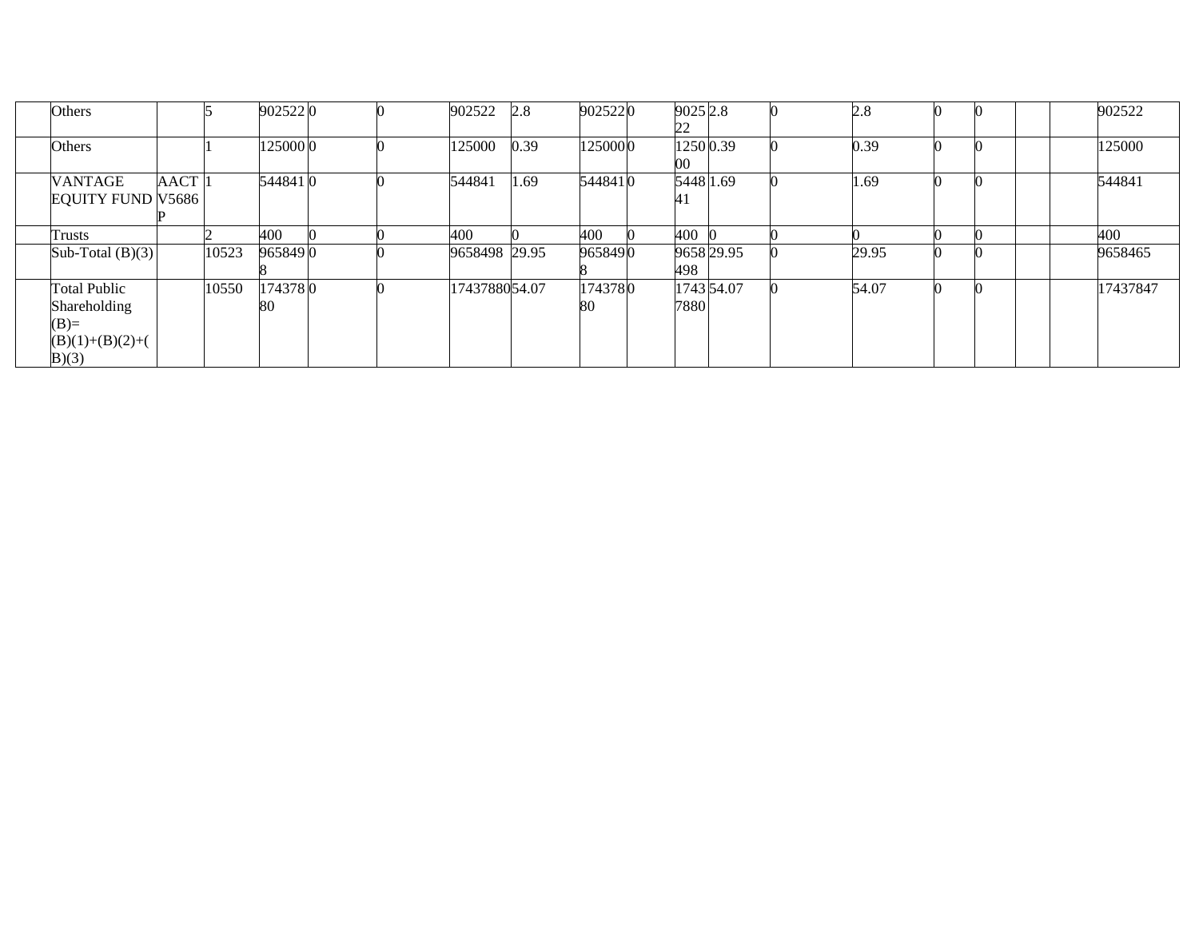|  | Others |  | 5 | 902522 | 0 | 0 | 902522 | 2.8 | 902522 | 0 | 902522 | 2.8 | 0 | 2.8 | 0 | 0 |  |  | 902522 |
|---|---|---|---|---|---|---|---|---|---|---|---|---|---|---|---|---|---|---|---|
|  | Others |  | 1 | 125000 | 0 | 0 | 125000 | 0.39 | 125000 | 0 | 125000 | 0.39 | 0 | 0.39 | 0 | 0 |  |  | 125000 |
|  | VANTAGE EQUITY FUND | AACTV5686P | 1 | 544841 | 0 | 0 | 544841 | 1.69 | 544841 | 0 | 544841 | 1.69 | 0 | 1.69 | 0 | 0 |  |  | 544841 |
|  | Trusts |  | 2 | 400 | 0 | 0 | 400 | 0 | 400 | 0 | 400 | 0 | 0 | 0 | 0 | 0 |  |  | 400 |
|  | Sub-Total (B)(3) |  | 10523 | 9658498 | 0 | 0 | 9658498 | 29.95 | 9658498 | 0 | 9658498 | 29.95 | 0 | 29.95 | 0 | 0 |  |  | 9658465 |
|  | Total Public Shareholding (B)=(B)(1)+(B)(2)+(B)(3) |  | 10550 | 17437880 | 0 | 0 | 17437880 | 54.07 | 17437880 | 0 | 17437880 | 54.07 | 0 | 54.07 | 0 | 0 |  |  | 17437847 |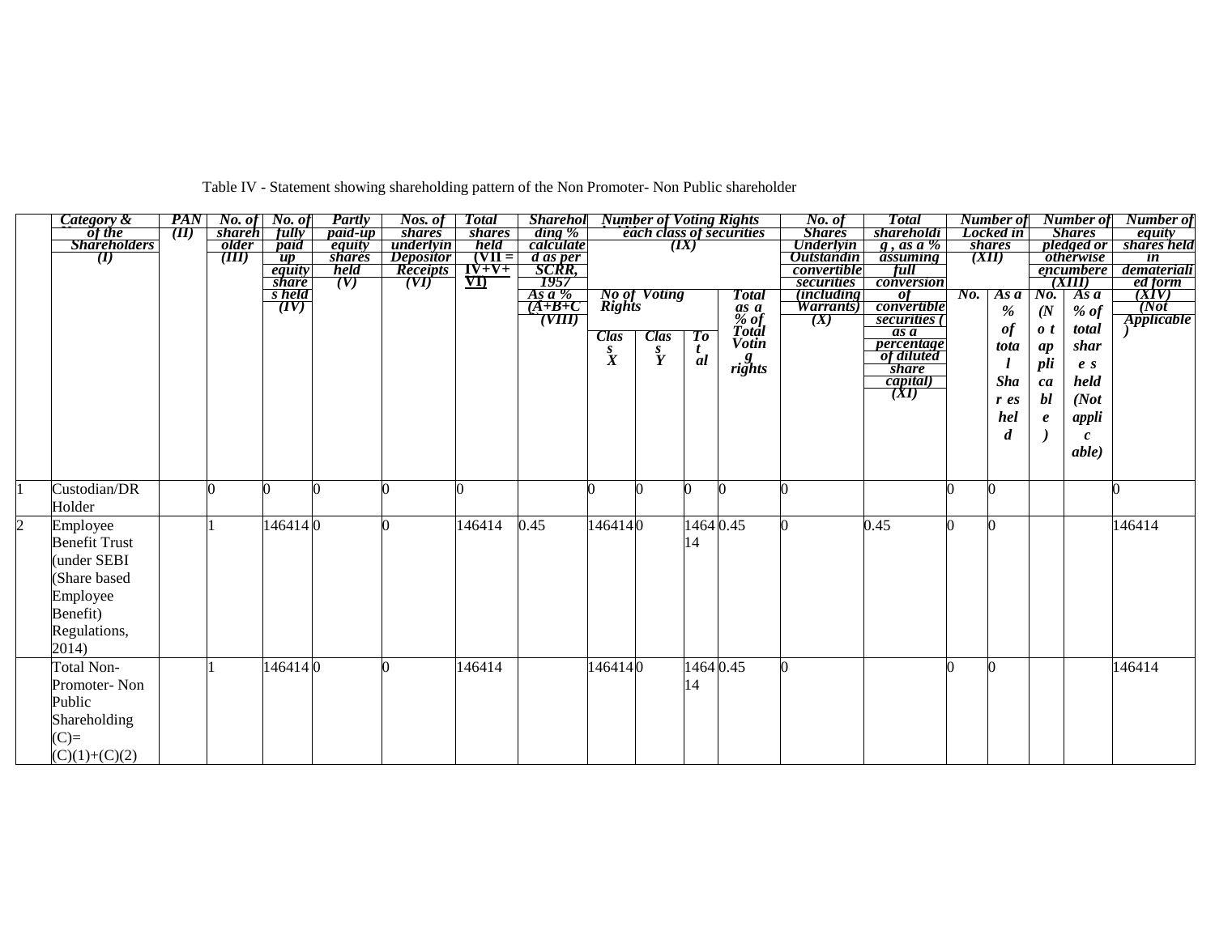Table IV - Statement showing shareholding pattern of the Non Promoter- Non Public shareholder

| | Category & Name of the Shareholders (I) | PAN (II) | No. of shareholder (III) | No. of fully paid up equity shares held (IV) | Partly paid-up equity shares held (V) | Nos. of shares underlying Depository Receipts (VI) | Total shares held (VII = IV+V+ VI) | Shareholding % calculated as per SCRR, 1957 As a % (A+B+C2) (VIII) | Number of Voting Rights held in each class of securities (IX) | | | | No. of Shares Underlying Outstanding convertible securities (including Warrants) (X) | Total shareholding , as a % assuming full conversion of convertible securities ( as a percentage of diluted share capital) (XI) | Number of Locked in shares (XII) | | Number of Shares pledged or otherwise encumbered (XIII) | | Number of equity shares held in dematerialized form (XIV) (Not Applicable) |
|---|---|---|---|---|---|---|---|---|---|---|---|---|---|---|---|---|---|---|---|
| | | | | | | | | | No of Voting Rights | | | Total as a % of Total Voting rights | | | No. | As a % of total Shares held | No. (Not applicable) | As a % of total shares held (Not applicable) | |
| | | | | | | | | | Class X | Class Y | Total | | | | | | | | |
| 1 | Custodian/DR Holder | | 0 | 0 | 0 | 0 | 0 | | 0 | 0 | 0 | 0 | 0 | | 0 | 0 | | | 0 |
| 2 | Employee Benefit Trust (under SEBI (Share based Employee Benefit) Regulations, 2014) | | 1 | 146414 | 0 | 0 | 146414 | 0.45 | 146414 | 0 | 146414 | 0.45 | 0 | 0.45 | 0 | 0 | | | 146414 |
| | Total Non-Promoter- Non Public Shareholding (C)= (C)(1)+(C)(2) | | 1 | 146414 | 0 | 0 | 146414 | | 146414 | 0 | 146414 | 0.45 | 0 | | 0 | 0 | | | 146414 |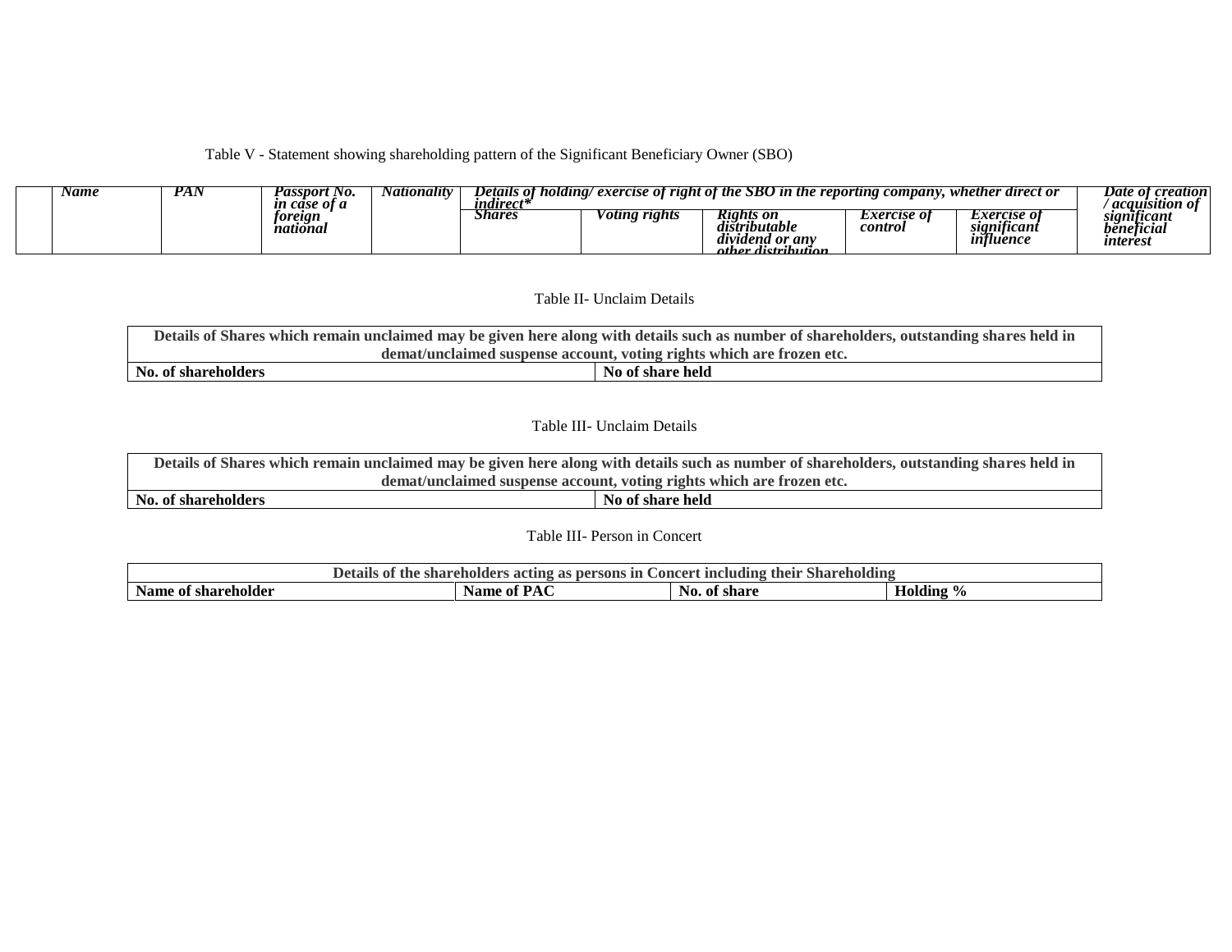Table V - Statement showing shareholding pattern of the Significant Beneficiary Owner (SBO)

| | *Name* | *PAN* | *Passport No. in case of a foreign national* | *Nationality* | *Details of holding/ exercise of right of the SBO in the reporting company, whether direct or indirect** | | | | | *Date of creation / acquisition of significant beneficial interest* |
|---|---|---|---|---|---|---|---|---|---|---|
| | | | | | *Shares* | *Voting rights* | *Rights on distributable dividend or any other distribution* | *Exercise of control* | *Exercise of significant influence* | |

Table II- Unclaim Details

| **Details of Shares which remain unclaimed may be given here along with details such as number of shareholders, outstanding shares held in demat/unclaimed suspense account, voting rights which are frozen etc.** | |
|---|---|
| **No. of shareholders** | **No of share held** |

Table III- Unclaim Details

| **Details of Shares which remain unclaimed may be given here along with details such as number of shareholders, outstanding shares held in demat/unclaimed suspense account, voting rights which are frozen etc.** | |
|---|---|
| **No. of shareholders** | **No of share held** |

Table III- Person in Concert

| **Details of the shareholders acting as persons in Concert including their Shareholding** | | | |
|---|---|---|---|
| **Name of shareholder** | **Name of PAC** | **No. of share** | **Holding %** |